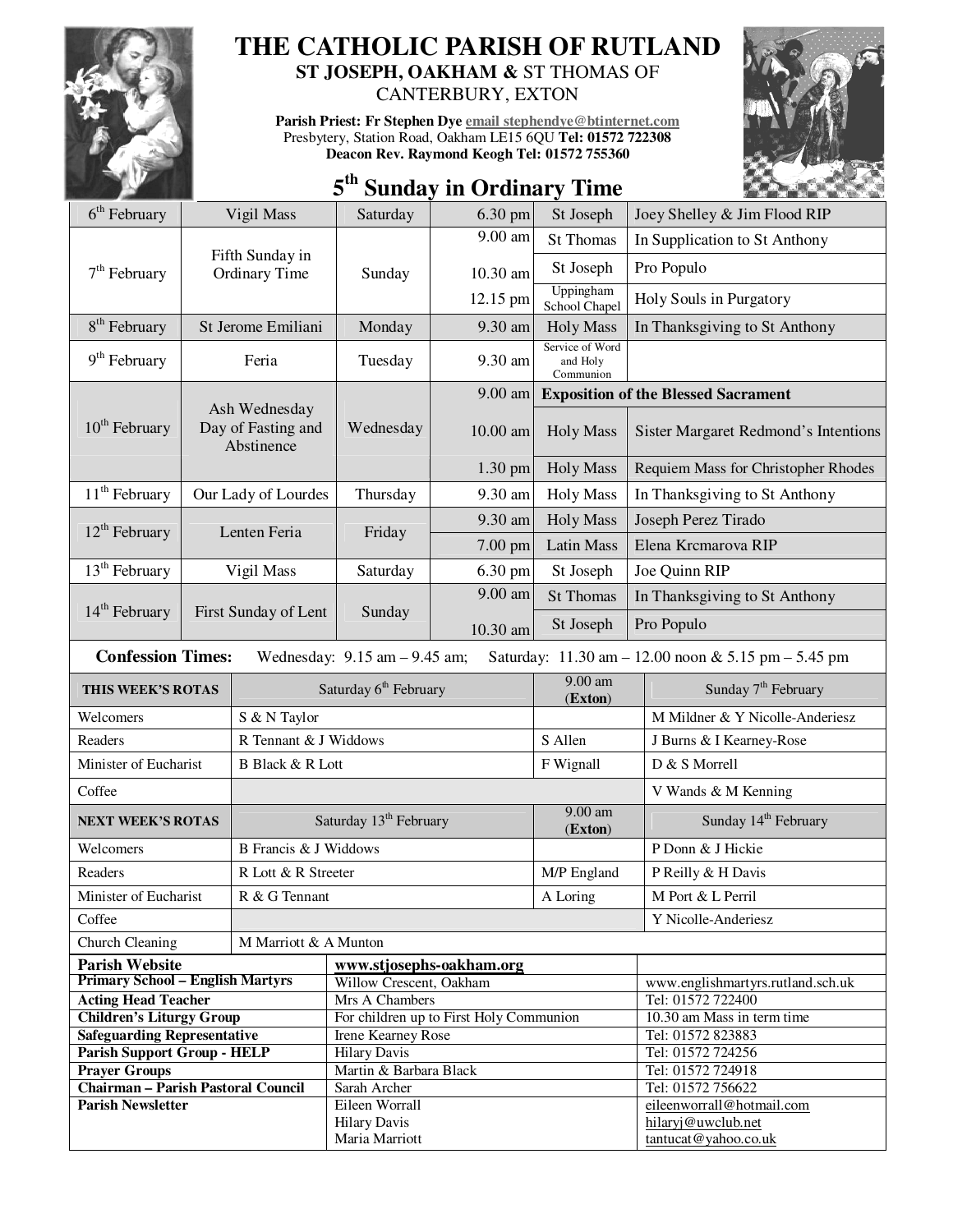# THE CATHOLIC PARISH OF RUTLAND

**ST JOSEPH, OAKHAM &** ST THOMAS OF CANTERBURY, EXTON

**Parish Priest: Fr Stephen Dye** email stephendye@btinternet.com
Presbytery, Station Road, Oakham LE15 6QU **Tel: 01572 722308**
**Deacon Rev. Raymond Keogh Tel: 01572 755360**

## 5th Sunday in Ordinary Time

| Date | Day/Feast | Weekday | Time | Location/Service | Intention |
|---|---|---|---|---|---|
| 6th February | Vigil Mass | Saturday | 6.30 pm | St Joseph | Joey Shelley & Jim Flood RIP |
| 7th February | Fifth Sunday in Ordinary Time | Sunday | 9.00 am | St Thomas | In Supplication to St Anthony |
| | | | 10.30 am | St Joseph | Pro Populo |
| | | | 12.15 pm | Uppingham School Chapel | Holy Souls in Purgatory |
| 8th February | St Jerome Emiliani | Monday | 9.30 am | Holy Mass | In Thanksgiving to St Anthony |
| 9th February | Feria | Tuesday | 9.30 am | Service of Word and Holy Communion | |
| 10th February | Ash Wednesday Day of Fasting and Abstinence | Wednesday | 9.00 am | **Exposition of the Blessed Sacrament** | |
| | | | 10.00 am | Holy Mass | Sister Margaret Redmond's Intentions |
| | | | 1.30 pm | Holy Mass | Requiem Mass for Christopher Rhodes |
| 11th February | Our Lady of Lourdes | Thursday | 9.30 am | Holy Mass | In Thanksgiving to St Anthony |
| 12th February | Lenten Feria | Friday | 9.30 am | Holy Mass | Joseph Perez Tirado |
| | | | 7.00 pm | Latin Mass | Elena Krcmarova RIP |
| 13th February | Vigil Mass | Saturday | 6.30 pm | St Joseph | Joe Quinn RIP |
| 14th February | First Sunday of Lent | Sunday | 9.00 am | St Thomas | In Thanksgiving to St Anthony |
| | | | 10.30 am | St Joseph | Pro Populo |

**Confession Times:** Wednesday: 9.15 am – 9.45 am; Saturday: 11.30 am – 12.00 noon & 5.15 pm – 5.45 pm

| **THIS WEEK'S ROTAS** | Saturday 6th February | 9.00 am (**Exton**) | Sunday 7th February |
|---|---|---|---|
| Welcomers | S & N Taylor | | M Mildner & Y Nicolle-Anderiesz |
| Readers | R Tennant & J Widdows | S Allen | J Burns & I Kearney-Rose |
| Minister of Eucharist | B Black & R Lott | F Wignall | D & S Morrell |
| Coffee | | | V Wands & M Kenning |
| **NEXT WEEK'S ROTAS** | Saturday 13th February | 9.00 am (**Exton**) | Sunday 14th February |
| Welcomers | B Francis & J Widdows | | P Donn & J Hickie |
| Readers | R Lott & R Streeter | M/P England | P Reilly & H Davis |
| Minister of Eucharist | R & G Tennant | A Loring | M Port & L Perril |
| Coffee | | | Y Nicolle-Anderiesz |
| Church Cleaning | M Marriott & A Munton | | |

| | | |
|---|---|---|
| **Parish Website** | **www.stjosephs-oakham.org** | |
| **Primary School – English Martyrs** | Willow Crescent, Oakham | www.englishmartyrs.rutland.sch.uk |
| **Acting Head Teacher** | Mrs A Chambers | Tel: 01572 722400 |
| **Children's Liturgy Group** | For children up to First Holy Communion | 10.30 am Mass in term time |
| **Safeguarding Representative** | Irene Kearney Rose | Tel: 01572 823883 |
| **Parish Support Group - HELP** | Hilary Davis | Tel: 01572 724256 |
| **Prayer Groups** | Martin & Barbara Black | Tel: 01572 724918 |
| **Chairman – Parish Pastoral Council** | Sarah Archer | Tel: 01572 756622 |
| **Parish Newsletter** | Eileen Worrall<br>Hilary Davis<br>Maria Marriott | eileenworrall@hotmail.com<br>hilaryj@uwclub.net<br>tantucat@yahoo.co.uk |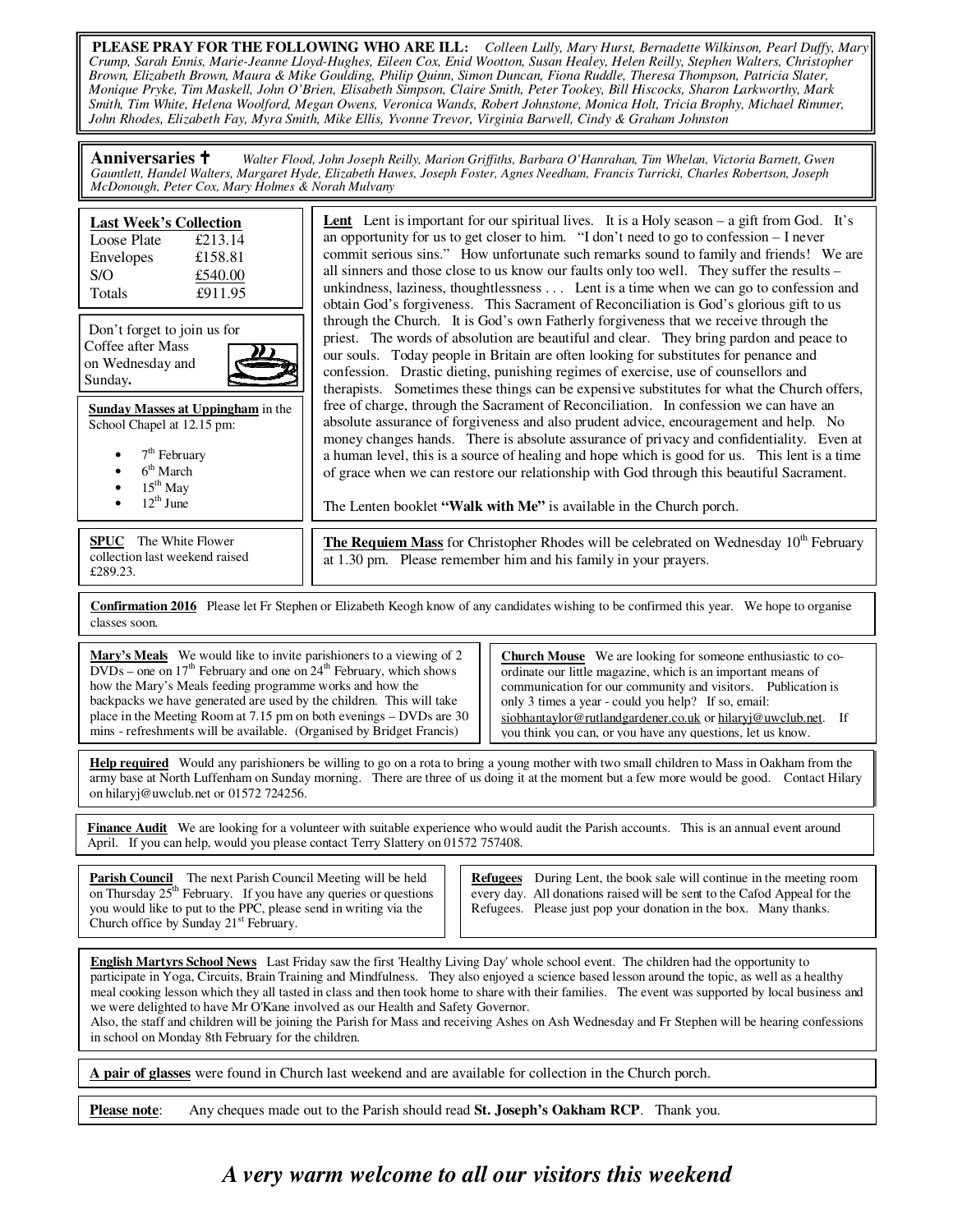**PLEASE PRAY FOR THE FOLLOWING WHO ARE ILL:** *Colleen Lully, Mary Hurst, Bernadette Wilkinson, Pearl Duffy, Mary Crump, Sarah Ennis, Marie-Jeanne Lloyd-Hughes, Eileen Cox, Enid Wootton, Susan Healey, Helen Reilly, Stephen Walters, Christopher Brown, Elizabeth Brown, Maura & Mike Goulding, Philip Quinn, Simon Duncan, Fiona Ruddle, Theresa Thompson, Patricia Slater, Monique Pryke, Tim Maskell, John O'Brien, Elisabeth Simpson, Claire Smith, Peter Tookey, Bill Hiscocks, Sharon Larkworthy, Mark Smith, Tim White, Helena Woolford, Megan Owens, Veronica Wands, Robert Johnstone, Monica Holt, Tricia Brophy, Michael Rimmer, John Rhodes, Elizabeth Fay, Myra Smith, Mike Ellis, Yvonne Trevor, Virginia Barwell, Cindy & Graham Johnston*

**Anniversaries ✝** *Walter Flood, John Joseph Reilly, Marion Griffiths, Barbara O'Hanrahan, Tim Whelan, Victoria Barnett, Gwen Gauntlett, Handel Walters, Margaret Hyde, Elizabeth Hawes, Joseph Foster, Agnes Needham, Francis Turricki, Charles Robertson, Joseph McDonough, Peter Cox, Mary Holmes & Norah Mulvany*

**Last Week's Collection**

| | |
|---|---|
| Loose Plate | £213.14 |
| Envelopes | £158.81 |
| S/O | £540.00 |
| Totals | £911.95 |

Don't forget to join us for Coffee after Mass on Wednesday and Sunday**.**

**Sunday Masses at Uppingham** in the School Chapel at 12.15 pm:

- 7th February
- 6th March
- 15th May
- 12th June

**SPUC** The White Flower collection last weekend raised £289.23.

**Lent** Lent is important for our spiritual lives. It is a Holy season – a gift from God. It's an opportunity for us to get closer to him. "I don't need to go to confession – I never commit serious sins." How unfortunate such remarks sound to family and friends! We are all sinners and those close to us know our faults only too well. They suffer the results – unkindness, laziness, thoughtlessness . . . Lent is a time when we can go to confession and obtain God's forgiveness. This Sacrament of Reconciliation is God's glorious gift to us through the Church. It is God's own Fatherly forgiveness that we receive through the priest. The words of absolution are beautiful and clear. They bring pardon and peace to our souls. Today people in Britain are often looking for substitutes for penance and confession. Drastic dieting, punishing regimes of exercise, use of counsellors and therapists. Sometimes these things can be expensive substitutes for what the Church offers, free of charge, through the Sacrament of Reconciliation. In confession we can have an absolute assurance of forgiveness and also prudent advice, encouragement and help. No money changes hands. There is absolute assurance of privacy and confidentiality. Even at a human level, this is a source of healing and hope which is good for us. This lent is a time of grace when we can restore our relationship with God through this beautiful Sacrament.

The Lenten booklet **"Walk with Me"** is available in the Church porch.

**The Requiem Mass** for Christopher Rhodes will be celebrated on Wednesday 10th February at 1.30 pm. Please remember him and his family in your prayers.

**Confirmation 2016** Please let Fr Stephen or Elizabeth Keogh know of any candidates wishing to be confirmed this year. We hope to organise classes soon.

**Mary's Meals** We would like to invite parishioners to a viewing of 2 DVDs – one on 17th February and one on 24th February, which shows how the Mary's Meals feeding programme works and how the backpacks we have generated are used by the children. This will take place in the Meeting Room at 7.15 pm on both evenings – DVDs are 30 mins - refreshments will be available. (Organised by Bridget Francis)

**Church Mouse** We are looking for someone enthusiastic to co-ordinate our little magazine, which is an important means of communication for our community and visitors. Publication is only 3 times a year - could you help? If so, email: siobhantaylor@rutlandgardener.co.uk or hilaryj@uwclub.net. If you think you can, or you have any questions, let us know.

**Help required** Would any parishioners be willing to go on a rota to bring a young mother with two small children to Mass in Oakham from the army base at North Luffenham on Sunday morning. There are three of us doing it at the moment but a few more would be good. Contact Hilary on hilaryj@uwclub.net or 01572 724256.

**Finance Audit** We are looking for a volunteer with suitable experience who would audit the Parish accounts. This is an annual event around April. If you can help, would you please contact Terry Slattery on 01572 757408.

**Parish Council** The next Parish Council Meeting will be held on Thursday 25th February. If you have any queries or questions you would like to put to the PPC, please send in writing via the Church office by Sunday 21st February.

**Refugees** During Lent, the book sale will continue in the meeting room every day. All donations raised will be sent to the Cafod Appeal for the Refugees. Please just pop your donation in the box. Many thanks.

**English Martyrs School News** Last Friday saw the first 'Healthy Living Day' whole school event. The children had the opportunity to participate in Yoga, Circuits, Brain Training and Mindfulness. They also enjoyed a science based lesson around the topic, as well as a healthy meal cooking lesson which they all tasted in class and then took home to share with their families. The event was supported by local business and we were delighted to have Mr O'Kane involved as our Health and Safety Governor.
Also, the staff and children will be joining the Parish for Mass and receiving Ashes on Ash Wednesday and Fr Stephen will be hearing confessions in school on Monday 8th February for the children.

**A pair of glasses** were found in Church last weekend and are available for collection in the Church porch.

**Please note**: Any cheques made out to the Parish should read **St. Joseph's Oakham RCP**. Thank you.

***A very warm welcome to all our visitors this weekend***